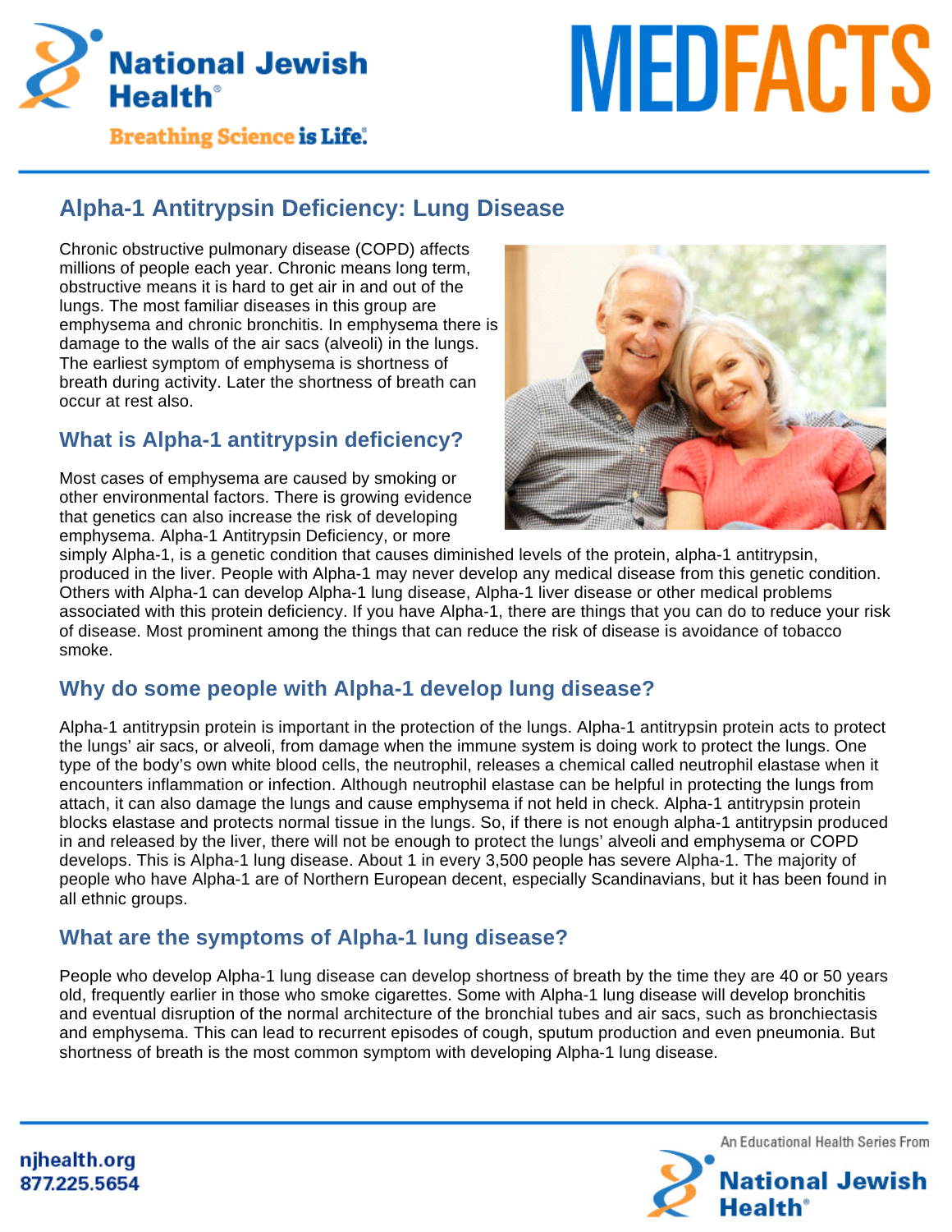# Alpha-1 Antitrypsin Deficiency: Lung Disease

Chronic obstructive pulmonary disease (COPD) affects millions of people each year. Chronic means long term, obstructive means it is hard to get air in and out of the lungs. The most familiar diseases in this group are emphysema and chronic bronchitis. In emphysema there is damage to the walls of the air sacs (alveoli) in the lungs. The earliest symptom of emphysema is shortness of breath during activity. Later the shortness of breath can occur at rest also.

## What is Alpha-1 antitrypsin deficiency?

Most cases of emphysema are caused by smoking or other environmental factors. There is growing evidence that genetics can also increase the risk of developing emphysema. Alpha-1 Antitrypsin Deficiency, or more simply Alpha-1, is a genetic condition that causes diminished levels of the protein, alpha-1 antitrypsin, produced in the liver. People with Alpha-1 may never develop any medical disease from this genetic condition. Others with Alpha-1 can develop Alpha-1 lung disease, Alpha-1 liver disease or other medical problems associated with this protein deficiency. If you have Alpha-1, there are things that you can do to reduce your risk of disease. Most prominent among the things that can reduce the risk of disease is avoidance of tobacco smoke.

## Why do some people with Alpha-1 develop lung disease?

Alpha-1 antitrypsin protein is important in the protection of the lungs. Alpha-1 antitrypsin protein acts to protect the lungs' air sacs, or alveoli, from damage when the immune system is doing work to protect the lungs. One type of the body's own white blood cells, the neutrophil, releases a chemical called neutrophil elastase when it encounters inflammation or infection. Although neutrophil elastase can be helpful in protecting the lungs from attach, it can also damage the lungs and cause emphysema if not held in check. Alpha-1 antitrypsin protein blocks elastase and protects normal tissue in the lungs. So, if there is not enough alpha-1 antitrypsin produced in and released by the liver, there will not be enough to protect the lungs' alveoli and emphysema or COPD develops. This is Alpha-1 lung disease. About 1 in every 3,500 people has severe Alpha-1. The majority of people who have Alpha-1 are of Northern European decent, especially Scandinavians, but it has been found in all ethnic groups.

## What are the symptoms of Alpha-1 lung disease?

People who develop Alpha-1 lung disease can develop shortness of breath by the time they are 40 or 50 years old, frequently earlier in those who smoke cigarettes. Some with Alpha-1 lung disease will develop bronchitis and eventual disruption of the normal architecture of the bronchial tubes and air sacs, such as bronchiectasis and emphysema. This can lead to recurrent episodes of cough, sputum production and even pneumonia. But shortness of breath is the most common symptom with developing Alpha-1 lung disease.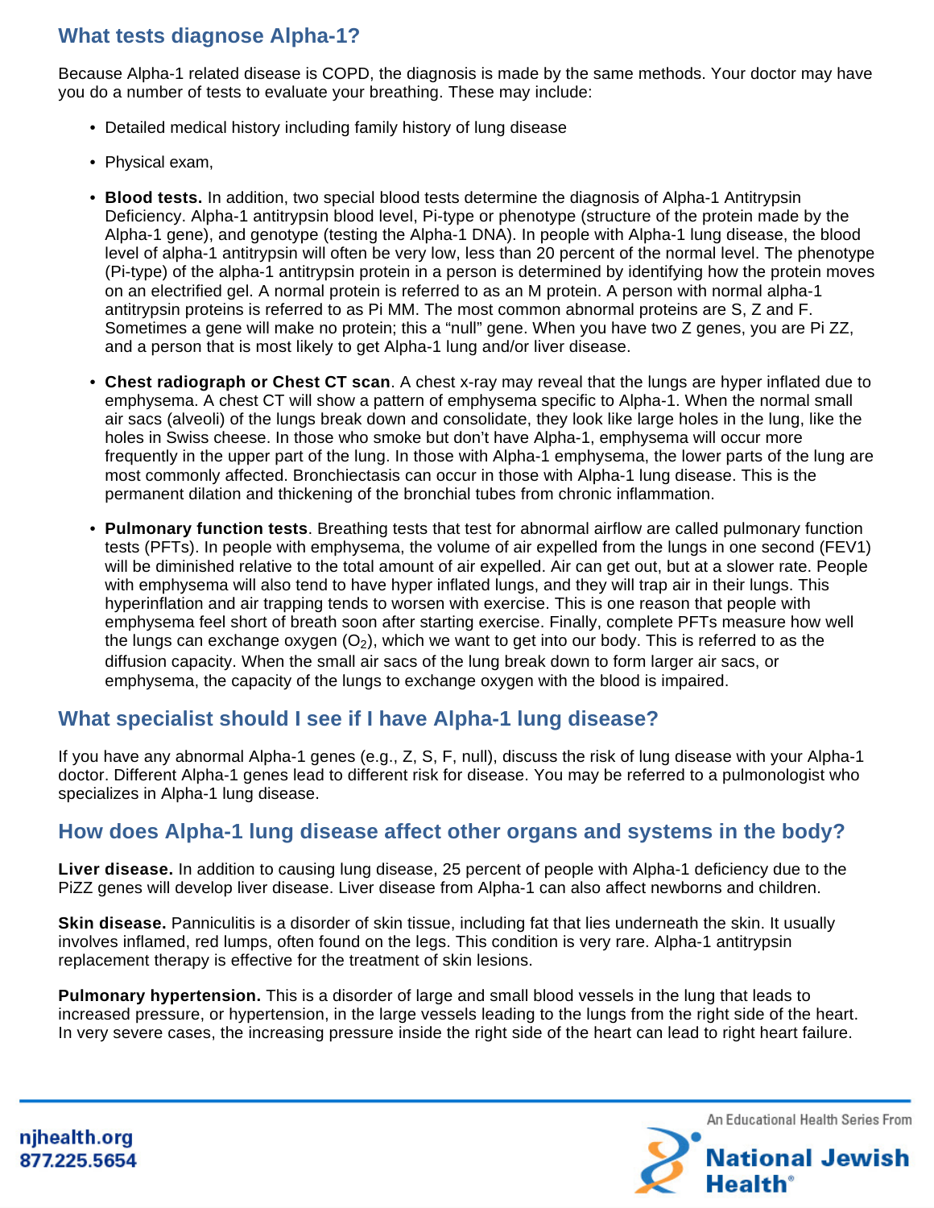## What tests diagnose Alpha-1?

Because Alpha-1 related disease is COPD, the diagnosis is made by the same methods. Your doctor may have you do a number of tests to evaluate your breathing. These may include:

- Detailed medical history including family history of lung disease
- Physical exam,
- **Blood tests.** In addition, two special blood tests determine the diagnosis of Alpha-1 Antitrypsin Deficiency. Alpha-1 antitrypsin blood level, Pi-type or phenotype (structure of the protein made by the Alpha-1 gene), and genotype (testing the Alpha-1 DNA). In people with Alpha-1 lung disease, the blood level of alpha-1 antitrypsin will often be very low, less than 20 percent of the normal level. The phenotype (Pi-type) of the alpha-1 antitrypsin protein in a person is determined by identifying how the protein moves on an electrified gel. A normal protein is referred to as an M protein. A person with normal alpha-1 antitrypsin proteins is referred to as Pi MM. The most common abnormal proteins are S, Z and F. Sometimes a gene will make no protein; this a "null" gene. When you have two Z genes, you are Pi ZZ, and a person that is most likely to get Alpha-1 lung and/or liver disease.
- **Chest radiograph or Chest CT scan**. A chest x-ray may reveal that the lungs are hyper inflated due to emphysema. A chest CT will show a pattern of emphysema specific to Alpha-1. When the normal small air sacs (alveoli) of the lungs break down and consolidate, they look like large holes in the lung, like the holes in Swiss cheese. In those who smoke but don't have Alpha-1, emphysema will occur more frequently in the upper part of the lung. In those with Alpha-1 emphysema, the lower parts of the lung are most commonly affected. Bronchiectasis can occur in those with Alpha-1 lung disease. This is the permanent dilation and thickening of the bronchial tubes from chronic inflammation.
- **Pulmonary function tests**. Breathing tests that test for abnormal airflow are called pulmonary function tests (PFTs). In people with emphysema, the volume of air expelled from the lungs in one second (FEV1) will be diminished relative to the total amount of air expelled. Air can get out, but at a slower rate. People with emphysema will also tend to have hyper inflated lungs, and they will trap air in their lungs. This hyperinflation and air trapping tends to worsen with exercise. This is one reason that people with emphysema feel short of breath soon after starting exercise. Finally, complete PFTs measure how well the lungs can exchange oxygen ($O_2$), which we want to get into our body. This is referred to as the diffusion capacity. When the small air sacs of the lung break down to form larger air sacs, or emphysema, the capacity of the lungs to exchange oxygen with the blood is impaired.

## What specialist should I see if I have Alpha-1 lung disease?

If you have any abnormal Alpha-1 genes (e.g., Z, S, F, null), discuss the risk of lung disease with your Alpha-1 doctor. Different Alpha-1 genes lead to different risk for disease. You may be referred to a pulmonologist who specializes in Alpha-1 lung disease.

## How does Alpha-1 lung disease affect other organs and systems in the body?

**Liver disease.** In addition to causing lung disease, 25 percent of people with Alpha-1 deficiency due to the PiZZ genes will develop liver disease. Liver disease from Alpha-1 can also affect newborns and children.

**Skin disease.** Panniculitis is a disorder of skin tissue, including fat that lies underneath the skin. It usually involves inflamed, red lumps, often found on the legs. This condition is very rare. Alpha-1 antitrypsin replacement therapy is effective for the treatment of skin lesions.

**Pulmonary hypertension.** This is a disorder of large and small blood vessels in the lung that leads to increased pressure, or hypertension, in the large vessels leading to the lungs from the right side of the heart. In very severe cases, the increasing pressure inside the right side of the heart can lead to right heart failure.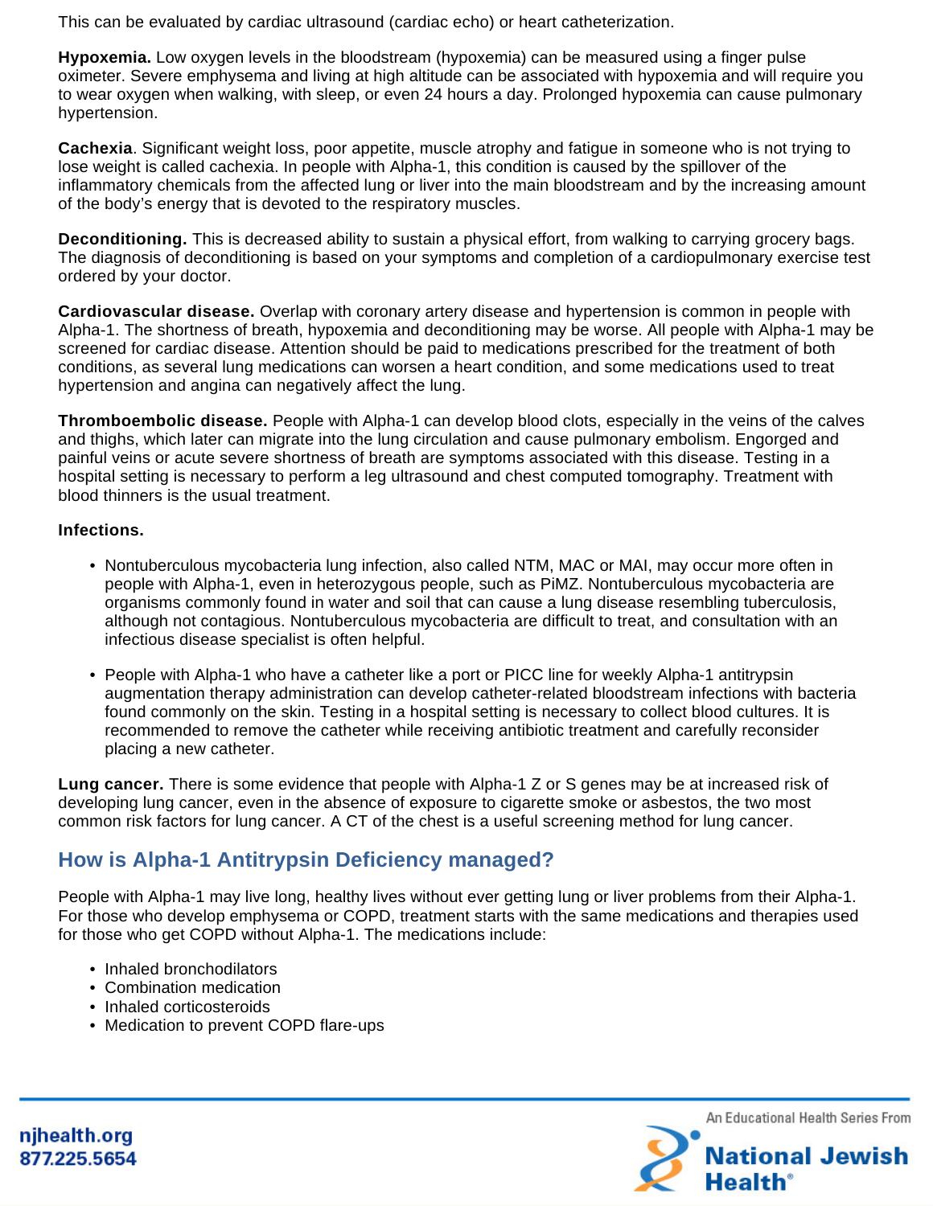This can be evaluated by cardiac ultrasound (cardiac echo) or heart catheterization.

**Hypoxemia.** Low oxygen levels in the bloodstream (hypoxemia) can be measured using a finger pulse oximeter. Severe emphysema and living at high altitude can be associated with hypoxemia and will require you to wear oxygen when walking, with sleep, or even 24 hours a day. Prolonged hypoxemia can cause pulmonary hypertension.

**Cachexia**. Significant weight loss, poor appetite, muscle atrophy and fatigue in someone who is not trying to lose weight is called cachexia. In people with Alpha-1, this condition is caused by the spillover of the inflammatory chemicals from the affected lung or liver into the main bloodstream and by the increasing amount of the body's energy that is devoted to the respiratory muscles.

**Deconditioning.** This is decreased ability to sustain a physical effort, from walking to carrying grocery bags. The diagnosis of deconditioning is based on your symptoms and completion of a cardiopulmonary exercise test ordered by your doctor.

**Cardiovascular disease.** Overlap with coronary artery disease and hypertension is common in people with Alpha-1. The shortness of breath, hypoxemia and deconditioning may be worse. All people with Alpha-1 may be screened for cardiac disease. Attention should be paid to medications prescribed for the treatment of both conditions, as several lung medications can worsen a heart condition, and some medications used to treat hypertension and angina can negatively affect the lung.

**Thromboembolic disease.** People with Alpha-1 can develop blood clots, especially in the veins of the calves and thighs, which later can migrate into the lung circulation and cause pulmonary embolism. Engorged and painful veins or acute severe shortness of breath are symptoms associated with this disease. Testing in a hospital setting is necessary to perform a leg ultrasound and chest computed tomography. Treatment with blood thinners is the usual treatment.

**Infections.**

- Nontuberculous mycobacteria lung infection, also called NTM, MAC or MAI, may occur more often in people with Alpha-1, even in heterozygous people, such as PiMZ. Nontuberculous mycobacteria are organisms commonly found in water and soil that can cause a lung disease resembling tuberculosis, although not contagious. Nontuberculous mycobacteria are difficult to treat, and consultation with an infectious disease specialist is often helpful.

- People with Alpha-1 who have a catheter like a port or PICC line for weekly Alpha-1 antitrypsin augmentation therapy administration can develop catheter-related bloodstream infections with bacteria found commonly on the skin. Testing in a hospital setting is necessary to collect blood cultures. It is recommended to remove the catheter while receiving antibiotic treatment and carefully reconsider placing a new catheter.

**Lung cancer.** There is some evidence that people with Alpha-1 Z or S genes may be at increased risk of developing lung cancer, even in the absence of exposure to cigarette smoke or asbestos, the two most common risk factors for lung cancer. A CT of the chest is a useful screening method for lung cancer.

## How is Alpha-1 Antitrypsin Deficiency managed?

People with Alpha-1 may live long, healthy lives without ever getting lung or liver problems from their Alpha-1. For those who develop emphysema or COPD, treatment starts with the same medications and therapies used for those who get COPD without Alpha-1. The medications include:

- Inhaled bronchodilators
- Combination medication
- Inhaled corticosteroids
- Medication to prevent COPD flare-ups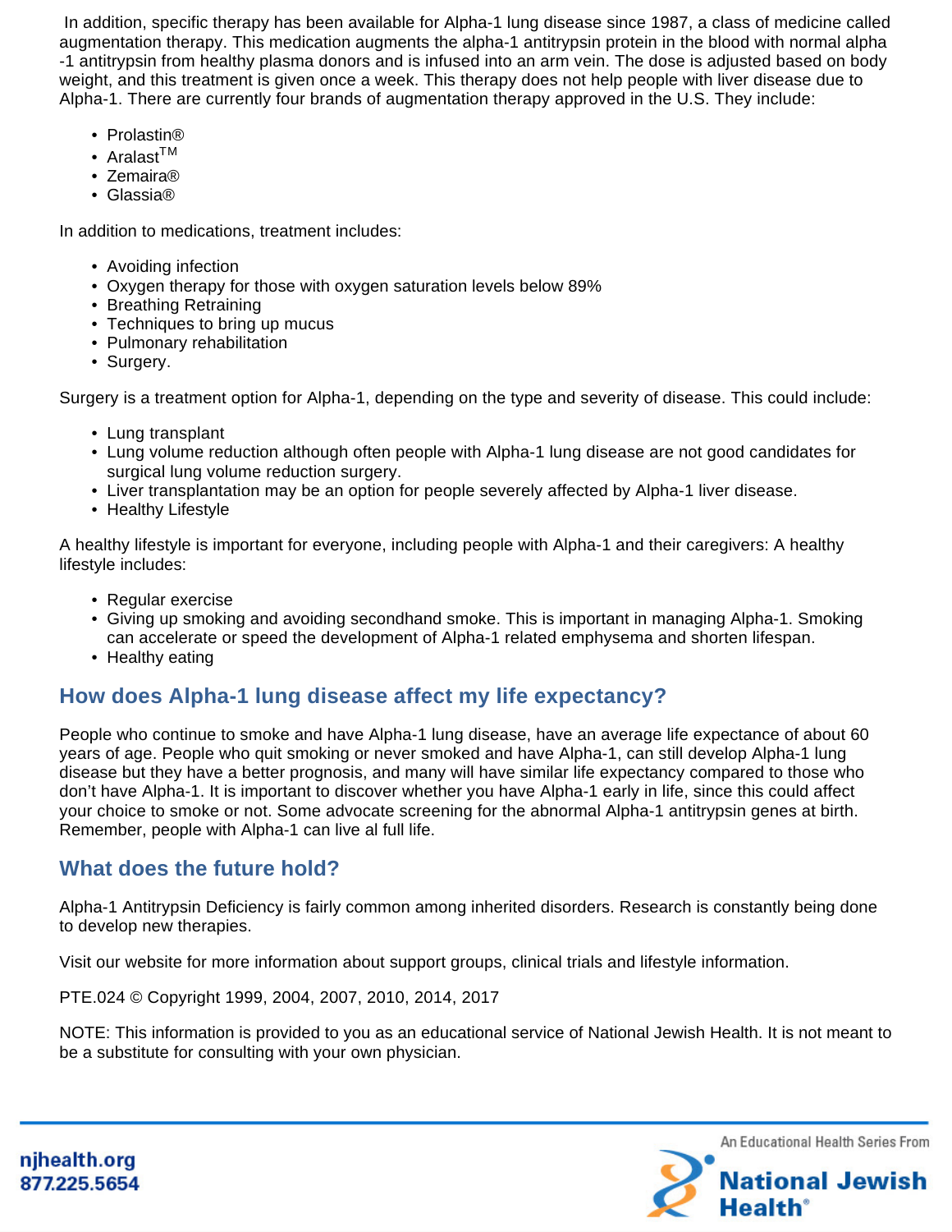In addition, specific therapy has been available for Alpha-1 lung disease since 1987, a class of medicine called augmentation therapy. This medication augments the alpha-1 antitrypsin protein in the blood with normal alpha -1 antitrypsin from healthy plasma donors and is infused into an arm vein. The dose is adjusted based on body weight, and this treatment is given once a week. This therapy does not help people with liver disease due to Alpha-1. There are currently four brands of augmentation therapy approved in the U.S. They include:

- Prolastin®
- Aralast™
- Zemaira®
- Glassia®

In addition to medications, treatment includes:

- Avoiding infection
- Oxygen therapy for those with oxygen saturation levels below 89%
- Breathing Retraining
- Techniques to bring up mucus
- Pulmonary rehabilitation
- Surgery.

Surgery is a treatment option for Alpha-1, depending on the type and severity of disease. This could include:

- Lung transplant
- Lung volume reduction although often people with Alpha-1 lung disease are not good candidates for surgical lung volume reduction surgery.
- Liver transplantation may be an option for people severely affected by Alpha-1 liver disease.
- Healthy Lifestyle

A healthy lifestyle is important for everyone, including people with Alpha-1 and their caregivers: A healthy lifestyle includes:

- Regular exercise
- Giving up smoking and avoiding secondhand smoke. This is important in managing Alpha-1. Smoking can accelerate or speed the development of Alpha-1 related emphysema and shorten lifespan.
- Healthy eating

## How does Alpha-1 lung disease affect my life expectancy?

People who continue to smoke and have Alpha-1 lung disease, have an average life expectance of about 60 years of age. People who quit smoking or never smoked and have Alpha-1, can still develop Alpha-1 lung disease but they have a better prognosis, and many will have similar life expectancy compared to those who don't have Alpha-1. It is important to discover whether you have Alpha-1 early in life, since this could affect your choice to smoke or not. Some advocate screening for the abnormal Alpha-1 antitrypsin genes at birth. Remember, people with Alpha-1 can live al full life.

## What does the future hold?

Alpha-1 Antitrypsin Deficiency is fairly common among inherited disorders. Research is constantly being done to develop new therapies.

Visit our website for more information about support groups, clinical trials and lifestyle information.

PTE.024 © Copyright 1999, 2004, 2007, 2010, 2014, 2017

NOTE: This information is provided to you as an educational service of National Jewish Health. It is not meant to be a substitute for consulting with your own physician.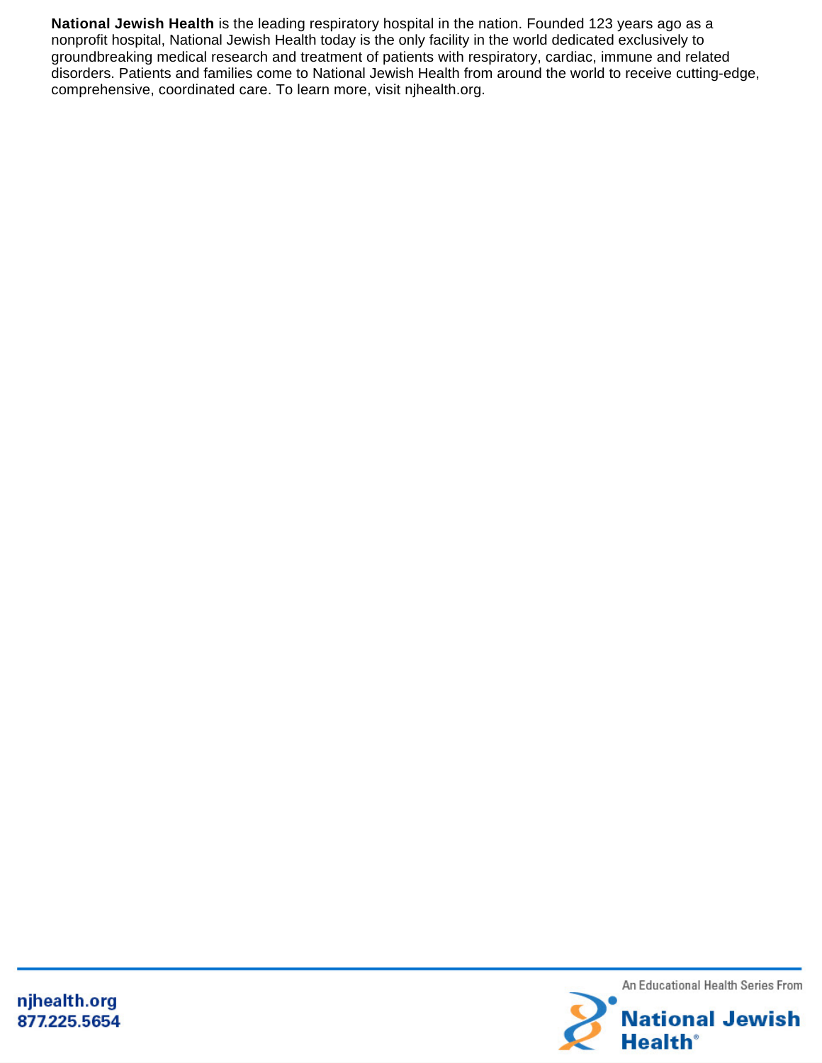**National Jewish Health** is the leading respiratory hospital in the nation. Founded 123 years ago as a nonprofit hospital, National Jewish Health today is the only facility in the world dedicated exclusively to groundbreaking medical research and treatment of patients with respiratory, cardiac, immune and related disorders. Patients and families come to National Jewish Health from around the world to receive cutting-edge, comprehensive, coordinated care. To learn more, visit njhealth.org.

njhealth.org
877.225.5654

An Educational Health Series From

**National Jewish Health**®